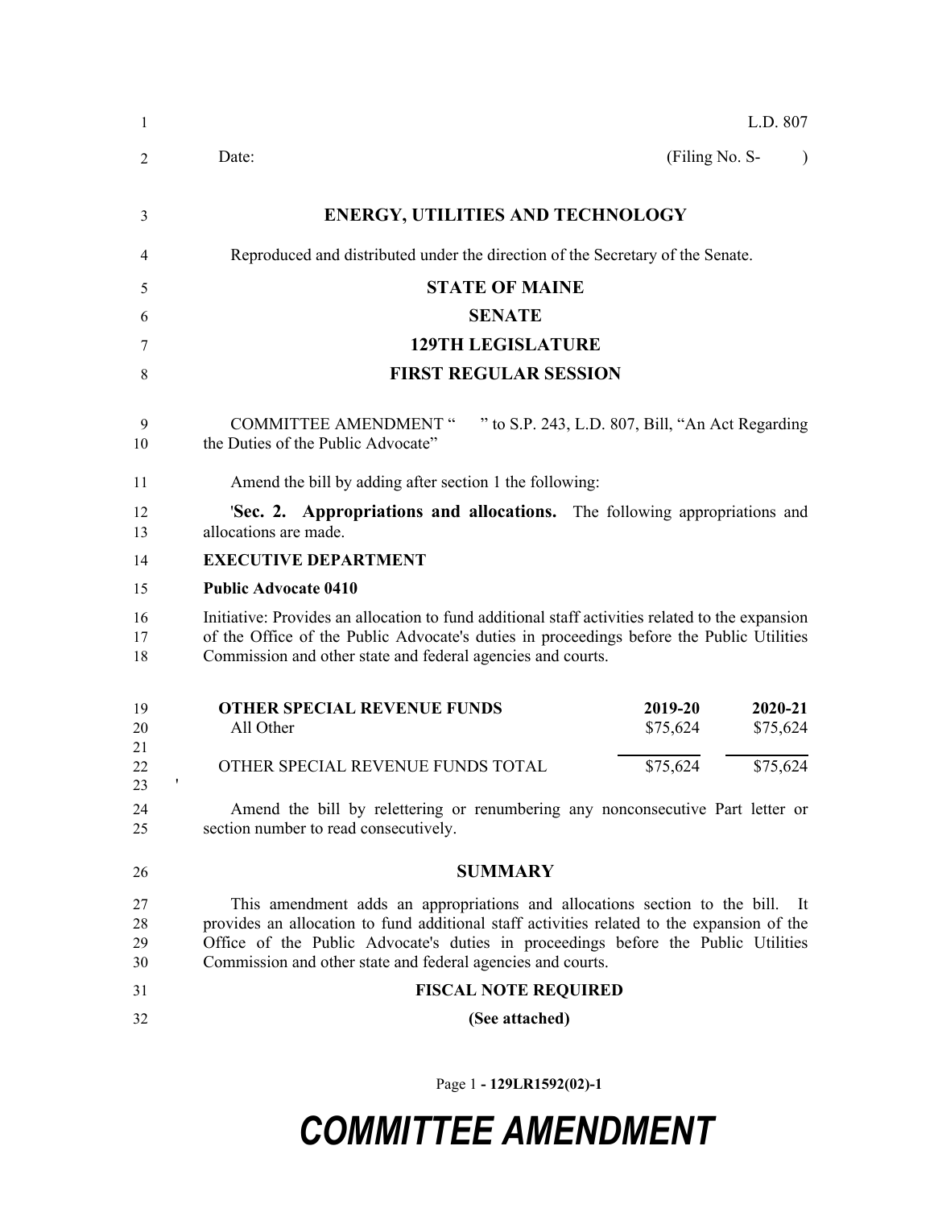L.D. 807

Date: (Filing No. S- )

## ENERGY, UTILITIES AND TECHNOLOGY

Reproduced and distributed under the direction of the Secretary of the Senate.

## STATE OF MAINE

## SENATE

## 129TH LEGISLATURE

## FIRST REGULAR SESSION

COMMITTEE AMENDMENT " " to S.P. 243, L.D. 807, Bill, "An Act Regarding the Duties of the Public Advocate"

Amend the bill by adding after section 1 the following:

'**Sec. 2. Appropriations and allocations.** The following appropriations and allocations are made.

**EXECUTIVE DEPARTMENT**

**Public Advocate 0410**

Initiative: Provides an allocation to fund additional staff activities related to the expansion of the Office of the Public Advocate's duties in proceedings before the Public Utilities Commission and other state and federal agencies and courts.

| **OTHER SPECIAL REVENUE FUNDS** | **2019-20** | **2020-21** |
|---|---|---|
| All Other | $75,624 | $75,624 |
| OTHER SPECIAL REVENUE FUNDS TOTAL | $75,624 | $75,624 |

'

Amend the bill by relettering or renumbering any nonconsecutive Part letter or section number to read consecutively.

## SUMMARY

This amendment adds an appropriations and allocations section to the bill. It provides an allocation to fund additional staff activities related to the expansion of the Office of the Public Advocate's duties in proceedings before the Public Utilities Commission and other state and federal agencies and courts.

**FISCAL NOTE REQUIRED**

**(See attached)**

Page 1 - 129LR1592(02)-1

# COMMITTEE AMENDMENT